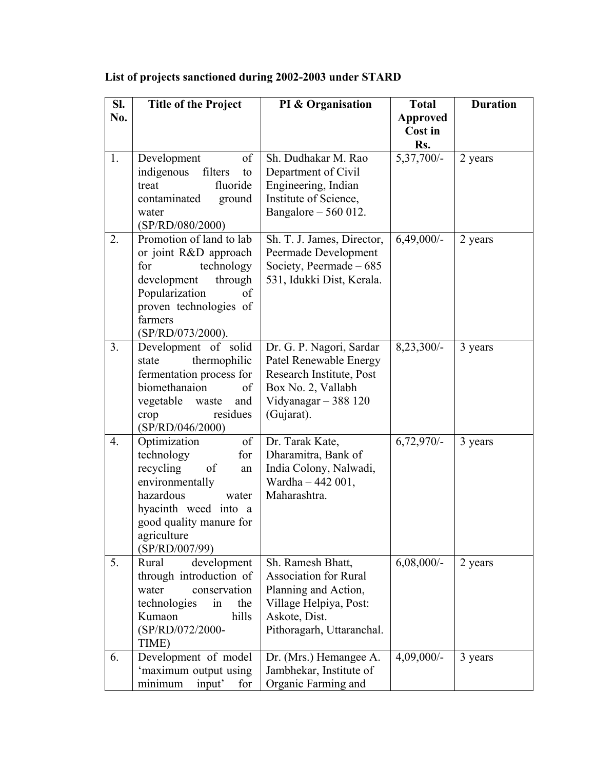**List of projects sanctioned during 2002-2003 under STARD**

| Sl. No. | Title of the Project | PI & Organisation | Total Approved Cost in Rs. | Duration |
|---|---|---|---|---|
| 1. | Development of indigenous filters to treat fluoride contaminated ground water (SP/RD/080/2000) | Sh. Dudhakar M. Rao Department of Civil Engineering, Indian Institute of Science, Bangalore – 560 012. | 5,37,700/- | 2 years |
| 2. | Promotion of land to lab or joint R&D approach for technology development through Popularization of proven technologies of farmers (SP/RD/073/2000). | Sh. T. J. James, Director, Peermade Development Society, Peermade – 685 531, Idukki Dist, Kerala. | 6,49,000/- | 2 years |
| 3. | Development of solid state thermophilic fermentation process for biomethanaion of vegetable waste and crop residues (SP/RD/046/2000) | Dr. G. P. Nagori, Sardar Patel Renewable Energy Research Institute, Post Box No. 2, Vallabh Vidyanagar – 388 120 (Gujarat). | 8,23,300/- | 3 years |
| 4. | Optimization of technology for recycling of an environmentally hazardous water hyacinth weed into a good quality manure for agriculture (SP/RD/007/99) | Dr. Tarak Kate, Dharamitra, Bank of India Colony, Nalwadi, Wardha – 442 001, Maharashtra. | 6,72,970/- | 3 years |
| 5. | Rural development through introduction of water conservation technologies in the Kumaon hills (SP/RD/072/2000-TIME) | Sh. Ramesh Bhatt, Association for Rural Planning and Action, Village Helpiya, Post: Askote, Dist. Pithoragarh, Uttaranchal. | 6,08,000/- | 2 years |
| 6. | Development of model 'maximum output using minimum input' for | Dr. (Mrs.) Hemangee A. Jambhekar, Institute of Organic Farming and | 4,09,000/- | 3 years |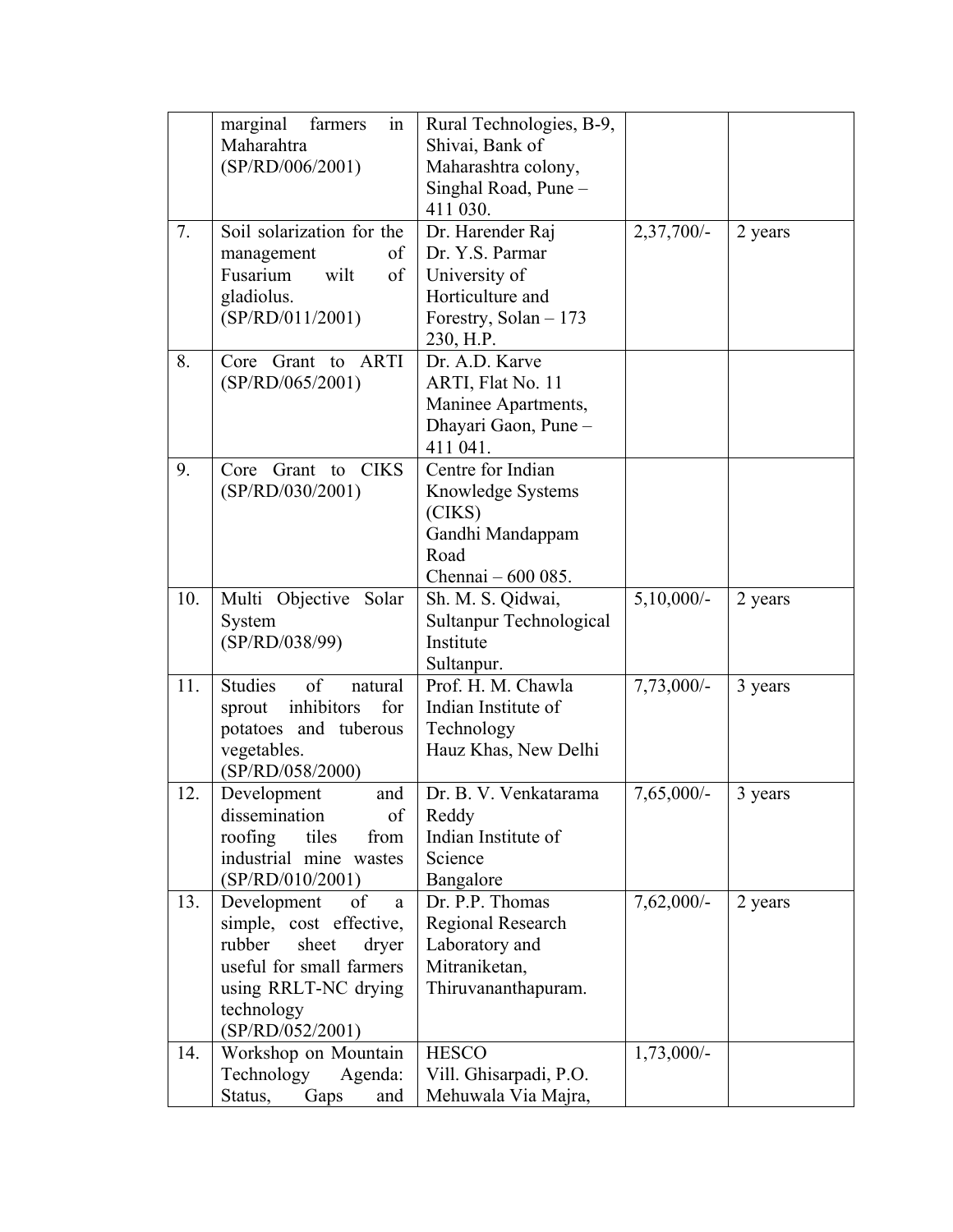| | | | | |
|---|---|---|---|---|
| | marginal farmers in Maharahtra (SP/RD/006/2001) | Rural Technologies, B-9, Shivai, Bank of Maharashtra colony, Singhal Road, Pune – 411 030. | | |
| 7. | Soil solarization for the management of Fusarium wilt of gladiolus. (SP/RD/011/2001) | Dr. Harender Raj Dr. Y.S. Parmar University of Horticulture and Forestry, Solan – 173 230, H.P. | 2,37,700/- | 2 years |
| 8. | Core Grant to ARTI (SP/RD/065/2001) | Dr. A.D. Karve ARTI, Flat No. 11 Maninee Apartments, Dhayari Gaon, Pune – 411 041. | | |
| 9. | Core Grant to CIKS (SP/RD/030/2001) | Centre for Indian Knowledge Systems (CIKS) Gandhi Mandappam Road Chennai – 600 085. | | |
| 10. | Multi Objective Solar System (SP/RD/038/99) | Sh. M. S. Qidwai, Sultanpur Technological Institute Sultanpur. | 5,10,000/- | 2 years |
| 11. | Studies of natural sprout inhibitors for potatoes and tuberous vegetables. (SP/RD/058/2000) | Prof. H. M. Chawla Indian Institute of Technology Hauz Khas, New Delhi | 7,73,000/- | 3 years |
| 12. | Development and dissemination of roofing tiles from industrial mine wastes (SP/RD/010/2001) | Dr. B. V. Venkatarama Reddy Indian Institute of Science Bangalore | 7,65,000/- | 3 years |
| 13. | Development of a simple, cost effective, rubber sheet dryer useful for small farmers using RRLT-NC drying technology (SP/RD/052/2001) | Dr. P.P. Thomas Regional Research Laboratory and Mitraniketan, Thiruvananthapuram. | 7,62,000/- | 2 years |
| 14. | Workshop on Mountain Technology Agenda: Status, Gaps and | HESCO Vill. Ghisarpadi, P.O. Mehuwala Via Majra, | 1,73,000/- | |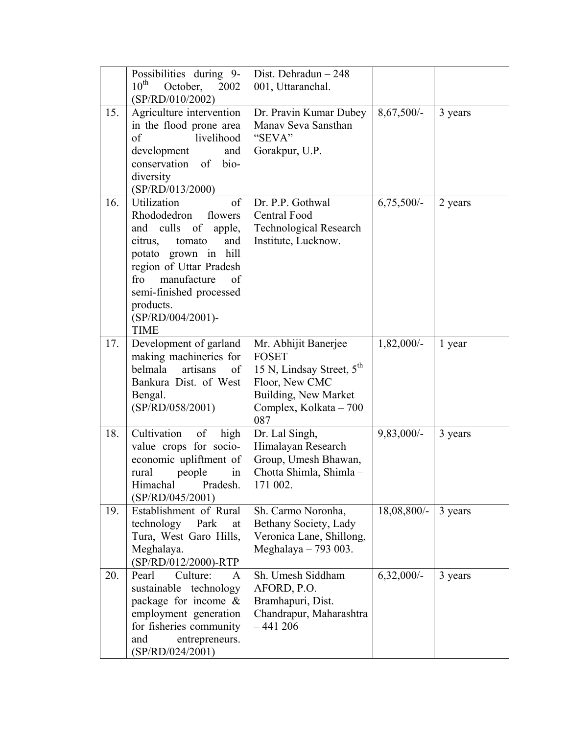|  |  |  |  |  |
|---|---|---|---|---|
|  | Possibilities during 9-10[th] October, 2002 (SP/RD/010/2002) | Dist. Dehradun – 248 001, Uttaranchal. |  |  |
| 15. | Agriculture intervention in the flood prone area of livelihood development and conservation of bio-diversity (SP/RD/013/2000) | Dr. Pravin Kumar Dubey Manav Seva Sansthan "SEVA" Gorakpur, U.P. | 8,67,500/- | 3 years |
| 16. | Utilization of Rhododedron flowers and culls of apple, citrus, tomato and potato grown in hill region of Uttar Pradesh fro manufacture of semi-finished processed products. (SP/RD/004/2001)-TIME | Dr. P.P. Gothwal Central Food Technological Research Institute, Lucknow. | 6,75,500/- | 2 years |
| 17. | Development of garland making machineries for belmala artisans of Bankura Dist. of West Bengal. (SP/RD/058/2001) | Mr. Abhijit Banerjee FOSET 15 N, Lindsay Street, 5[th] Floor, New CMC Building, New Market Complex, Kolkata – 700 087 | 1,82,000/- | 1 year |
| 18. | Cultivation of high value crops for socio-economic upliftment of rural people in Himachal Pradesh. (SP/RD/045/2001) | Dr. Lal Singh, Himalayan Research Group, Umesh Bhawan, Chotta Shimla, Shimla – 171 002. | 9,83,000/- | 3 years |
| 19. | Establishment of Rural technology Park at Tura, West Garo Hills, Meghalaya. (SP/RD/012/2000)-RTP | Sh. Carmo Noronha, Bethany Society, Lady Veronica Lane, Shillong, Meghalaya – 793 003. | 18,08,800/- | 3 years |
| 20. | Pearl Culture: A sustainable technology package for income & employment generation for fisheries community and entrepreneurs. (SP/RD/024/2001) | Sh. Umesh Siddham AFORD, P.O. Bramhapuri, Dist. Chandrapur, Maharashtra – 441 206 | 6,32,000/- | 3 years |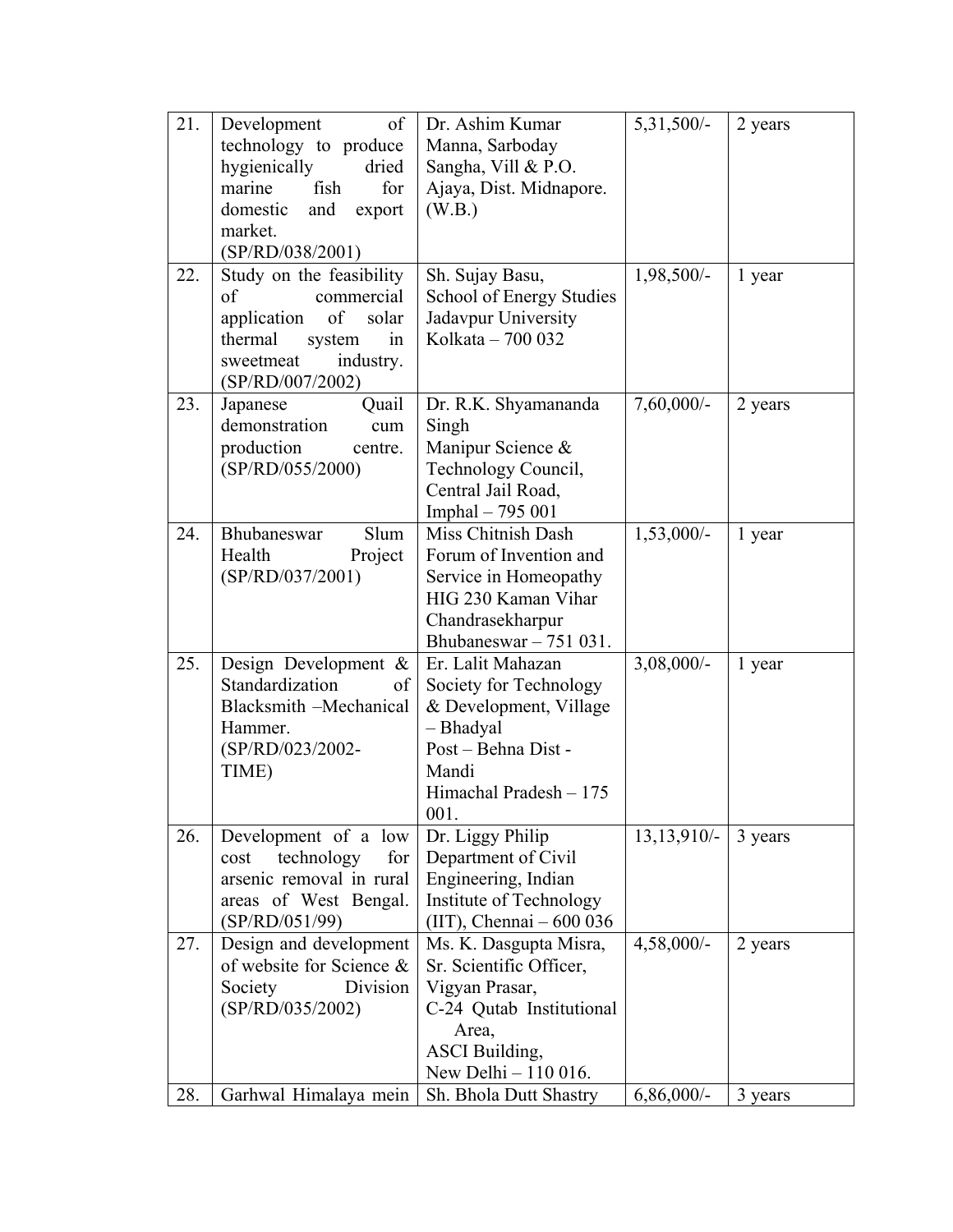| | | | | |
|---|---|---|---|---|
| 21. | Development of technology to produce hygienically dried marine fish for domestic and export market. (SP/RD/038/2001) | Dr. Ashim Kumar Manna, Sarboday Sangha, Vill & P.O. Ajaya, Dist. Midnapore. (W.B.) | 5,31,500/- | 2 years |
| 22. | Study on the feasibility of commercial application of solar thermal system in sweetmeat industry. (SP/RD/007/2002) | Sh. Sujay Basu, School of Energy Studies Jadavpur University Kolkata – 700 032 | 1,98,500/- | 1 year |
| 23. | Japanese Quail demonstration cum production centre. (SP/RD/055/2000) | Dr. R.K. Shyamananda Singh Manipur Science & Technology Council, Central Jail Road, Imphal – 795 001 | 7,60,000/- | 2 years |
| 24. | Bhubaneswar Slum Health Project (SP/RD/037/2001) | Miss Chitnish Dash Forum of Invention and Service in Homeopathy HIG 230 Kaman Vihar Chandrasekharpur Bhubaneswar – 751 031. | 1,53,000/- | 1 year |
| 25. | Design Development & Standardization of Blacksmith –Mechanical Hammer. (SP/RD/023/2002-TIME) | Er. Lalit Mahazan Society for Technology & Development, Village – Bhadyal Post – Behna Dist - Mandi Himachal Pradesh – 175 001. | 3,08,000/- | 1 year |
| 26. | Development of a low cost technology for arsenic removal in rural areas of West Bengal. (SP/RD/051/99) | Dr. Liggy Philip Department of Civil Engineering, Indian Institute of Technology (IIT), Chennai – 600 036 | 13,13,910/- | 3 years |
| 27. | Design and development of website for Science & Society Division (SP/RD/035/2002) | Ms. K. Dasgupta Misra, Sr. Scientific Officer, Vigyan Prasar, C-24 Qutab Institutional Area, ASCI Building, New Delhi – 110 016. | 4,58,000/- | 2 years |
| 28. | Garhwal Himalaya mein | Sh. Bhola Dutt Shastry | 6,86,000/- | 3 years |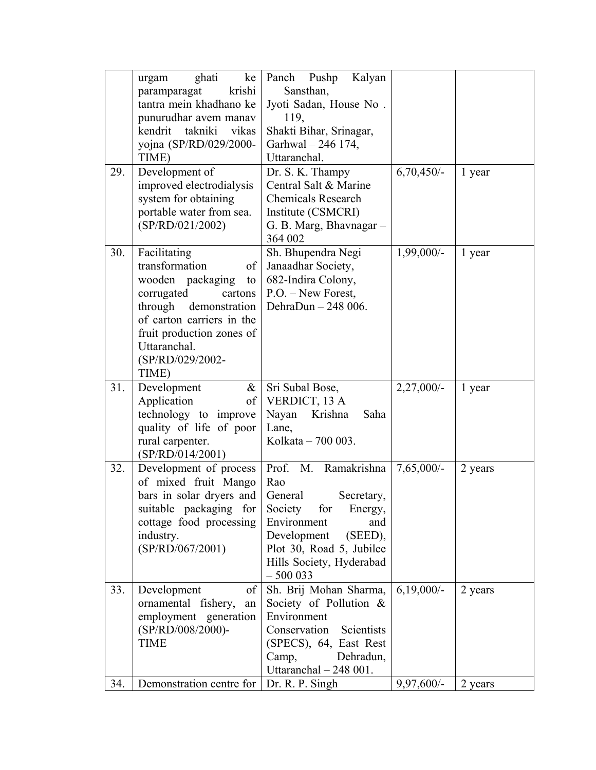| | | | | |
|---|---|---|---|---|
| | urgam ghati ke paramparagat krishi tantra mein khadhano ke punurudhar avem manav kendrit takniki vikas yojna (SP/RD/029/2000-TIME) | Panch Pushp Kalyan Sansthan, Jyoti Sadan, House No . 119, Shakti Bihar, Srinagar, Garhwal – 246 174, Uttaranchal. | | |
| 29. | Development of improved electrodialysis system for obtaining portable water from sea. (SP/RD/021/2002) | Dr. S. K. Thampy Central Salt & Marine Chemicals Research Institute (CSMCRI) G. B. Marg, Bhavnagar – 364 002 | 6,70,450/- | 1 year |
| 30. | Facilitating transformation of wooden packaging to corrugated cartons through demonstration of carton carriers in the fruit production zones of Uttaranchal. (SP/RD/029/2002-TIME) | Sh. Bhupendra Negi Janaadhar Society, 682-Indira Colony, P.O. – New Forest, DehraDun – 248 006. | 1,99,000/- | 1 year |
| 31. | Development & Application of technology to improve quality of life of poor rural carpenter. (SP/RD/014/2001) | Sri Subal Bose, VERDICT, 13 A Nayan Krishna Saha Lane, Kolkata – 700 003. | 2,27,000/- | 1 year |
| 32. | Development of process of mixed fruit Mango bars in solar dryers and suitable packaging for cottage food processing industry. (SP/RD/067/2001) | Prof. M. Ramakrishna Rao General Secretary, Society for Energy, Environment and Development (SEED), Plot 30, Road 5, Jubilee Hills Society, Hyderabad – 500 033 | 7,65,000/- | 2 years |
| 33. | Development of ornamental fishery, an employment generation (SP/RD/008/2000)-TIME | Sh. Brij Mohan Sharma, Society of Pollution & Environment Conservation Scientists (SPECS), 64, East Rest Camp, Dehradun, Uttaranchal – 248 001. | 6,19,000/- | 2 years |
| 34. | Demonstration centre for | Dr. R. P. Singh | 9,97,600/- | 2 years |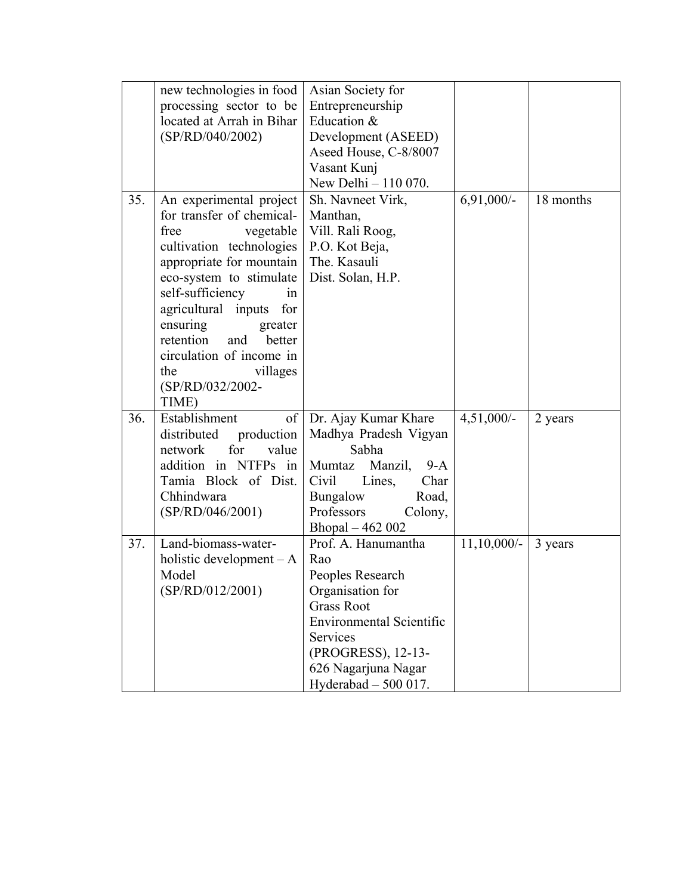| | | | | |
|---|---|---|---|---|
| | new technologies in food processing sector to be located at Arrah in Bihar (SP/RD/040/2002) | Asian Society for Entrepreneurship Education & Development (ASEED) Aseed House, C-8/8007 Vasant Kunj New Delhi – 110 070. | | |
| 35. | An experimental project for transfer of chemical-free vegetable cultivation technologies appropriate for mountain eco-system to stimulate self-sufficiency in agricultural inputs for ensuring greater retention and better circulation of income in the villages (SP/RD/032/2002-TIME) | Sh. Navneet Virk, Manthan, Vill. Rali Roog, P.O. Kot Beja, The. Kasauli Dist. Solan, H.P. | 6,91,000/- | 18 months |
| 36. | Establishment of distributed production network for value addition in NTFPs in Tamia Block of Dist. Chhindwara (SP/RD/046/2001) | Dr. Ajay Kumar Khare Madhya Pradesh Vigyan Sabha Mumtaz Manzil, 9-A Civil Lines, Char Bungalow Road, Professors Colony, Bhopal – 462 002 | 4,51,000/- | 2 years |
| 37. | Land-biomass-water-holistic development – A Model (SP/RD/012/2001) | Prof. A. Hanumantha Rao Peoples Research Organisation for Grass Root Environmental Scientific Services (PROGRESS), 12-13-626 Nagarjuna Nagar Hyderabad – 500 017. | 11,10,000/- | 3 years |